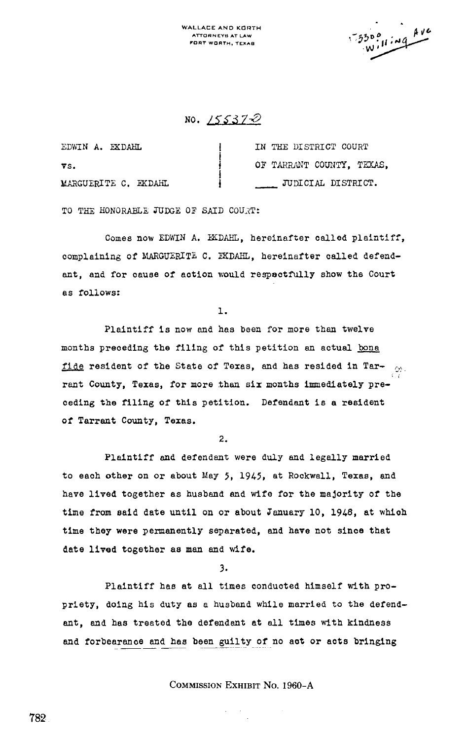WALLACE AND KORTH
ATTORNEYS AT LAW
FORT WORTH, TEXAS

3300 Willing Ave

NO. 155372

| | |
|---|---|
| EDWIN A. EKDAHL | IN THE DISTRICT COURT |
| vs. | OF TARRANT COUNTY, TEXAS, |
| MARGUERITE C. EKDAHL | \_\_\_\_ JUDICIAL DISTRICT. |

TO THE HONORABLE JUDGE OF SAID COURT:

Comes now EDWIN A. EKDAHL, hereinafter called plaintiff, complaining of MARGUERITE C. EKDAHL, hereinafter called defendant, and for cause of action would respectfully show the Court as follows:

1.

Plaintiff is now and has been for more than twelve months preceding the filing of this petition an actual *bona fide* resident of the State of Texas, and has resided in Tarrant County, Texas, for more than six months immediately preceding the filing of this petition. Defendant is a resident of Tarrant County, Texas.

2.

Plaintiff and defendant were duly and legally married to each other on or about May 5, 1945, at Rockwall, Texas, and have lived together as husband and wife for the majority of the time from said date until on or about January 10, 1948, at which time they were permanently separated, and have not since that date lived together as man and wife.

3.

Plaintiff has at all times conducted himself with propriety, doing his duty as a husband while married to the defendant, and has treated the defendant at all times with kindness and forbearance and has been guilty of no act or acts bringing

COMMISSION EXHIBIT No. 1960-A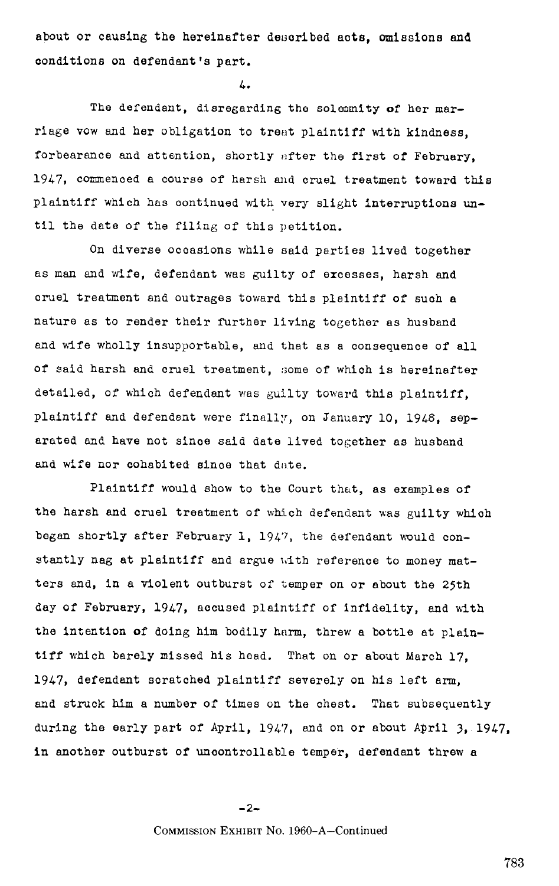about or causing the hereinafter described acts, omissions and conditions on defendant's part.

4.

The defendant, disregarding the solemnity of her marriage vow and her obligation to treat plaintiff with kindness, forbearance and attention, shortly after the first of February, 1947, commenced a course of harsh and cruel treatment toward this plaintiff which has continued with very slight interruptions until the date of the filing of this petition.

On diverse occasions while said parties lived together as man and wife, defendant was guilty of excesses, harsh and cruel treatment and outrages toward this plaintiff of such a nature as to render their further living together as husband and wife wholly insupportable, and that as a consequence of all of said harsh and cruel treatment, some of which is hereinafter detailed, of which defendant was guilty toward this plaintiff, plaintiff and defendant were finally, on January 10, 1948, separated and have not since said date lived together as husband and wife nor cohabited since that date.

Plaintiff would show to the Court that, as examples of the harsh and cruel treatment of which defendant was guilty which began shortly after February 1, 1947, the defendant would constantly nag at plaintiff and argue with reference to money matters and, in a violent outburst of temper on or about the 25th day of February, 1947, accused plaintiff of infidelity, and with the intention of doing him bodily harm, threw a bottle at plaintiff which barely missed his head. That on or about March 17, 1947, defendant scratched plaintiff severely on his left arm, and struck him a number of times on the chest. That subsequently during the early part of April, 1947, and on or about April 3, 1947, in another outburst of uncontrollable temper, defendant threw a

-2-

COMMISSION EXHIBIT No. 1960-A—Continued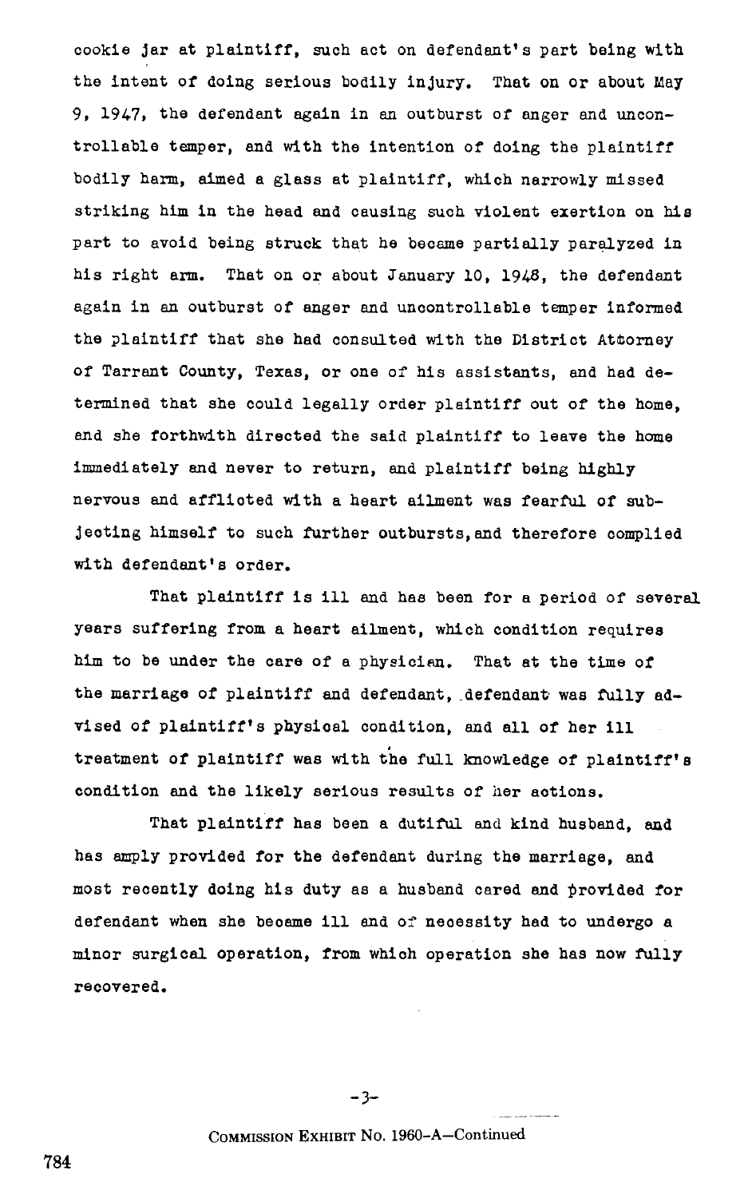cookie jar at plaintiff, such act on defendant's part being with the intent of doing serious bodily injury. That on or about May 9, 1947, the defendant again in an outburst of anger and uncontrollable temper, and with the intention of doing the plaintiff bodily harm, aimed a glass at plaintiff, which narrowly missed striking him in the head and causing such violent exertion on his part to avoid being struck that he became partially paralyzed in his right arm. That on or about January 10, 1948, the defendant again in an outburst of anger and uncontrollable temper informed the plaintiff that she had consulted with the District Attorney of Tarrant County, Texas, or one of his assistants, and had determined that she could legally order plaintiff out of the home, and she forthwith directed the said plaintiff to leave the home immediately and never to return, and plaintiff being highly nervous and afflicted with a heart ailment was fearful of subjecting himself to such further outbursts, and therefore complied with defendant's order.

That plaintiff is ill and has been for a period of several years suffering from a heart ailment, which condition requires him to be under the care of a physician. That at the time of the marriage of plaintiff and defendant, defendant was fully advised of plaintiff's physical condition, and all of her ill treatment of plaintiff was with the full knowledge of plaintiff's condition and the likely serious results of her actions.

That plaintiff has been a dutiful and kind husband, and has amply provided for the defendant during the marriage, and most recently doing his duty as a husband cared and provided for defendant when she became ill and of necessity had to undergo a minor surgical operation, from which operation she has now fully recovered.

-3-

COMMISSION EXHIBIT No. 1960-A—Continued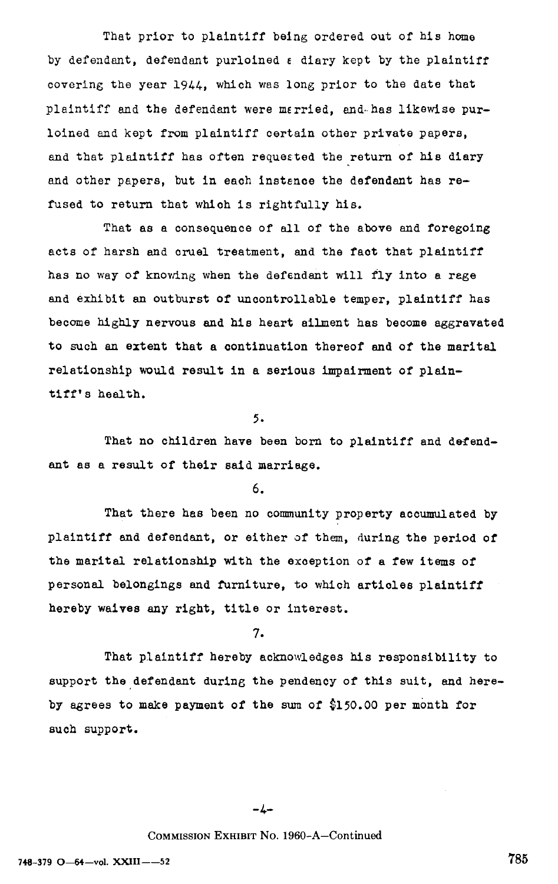That prior to plaintiff being ordered out of his home by defendant, defendant purloined a diary kept by the plaintiff covering the year 1944, which was long prior to the date that plaintiff and the defendant were married, and has likewise purloined and kept from plaintiff certain other private papers, and that plaintiff has often requested the return of his diary and other papers, but in each instance the defendant has refused to return that which is rightfully his.

That as a consequence of all of the above and foregoing acts of harsh and cruel treatment, and the fact that plaintiff has no way of knowing when the defendant will fly into a rage and exhibit an outburst of uncontrollable temper, plaintiff has become highly nervous and his heart ailment has become aggravated to such an extent that a continuation thereof and of the marital relationship would result in a serious impairment of plaintiff's health.

5.

That no children have been born to plaintiff and defendant as a result of their said marriage.

6.

That there has been no community property accumulated by plaintiff and defendant, or either of them, during the period of the marital relationship with the exception of a few items of personal belongings and furniture, to which articles plaintiff hereby waives any right, title or interest.

7.

That plaintiff hereby acknowledges his responsibility to support the defendant during the pendency of this suit, and hereby agrees to make payment of the sum of $150.00 per month for such support.

-4-

COMMISSION EXHIBIT No. 1960-A—Continued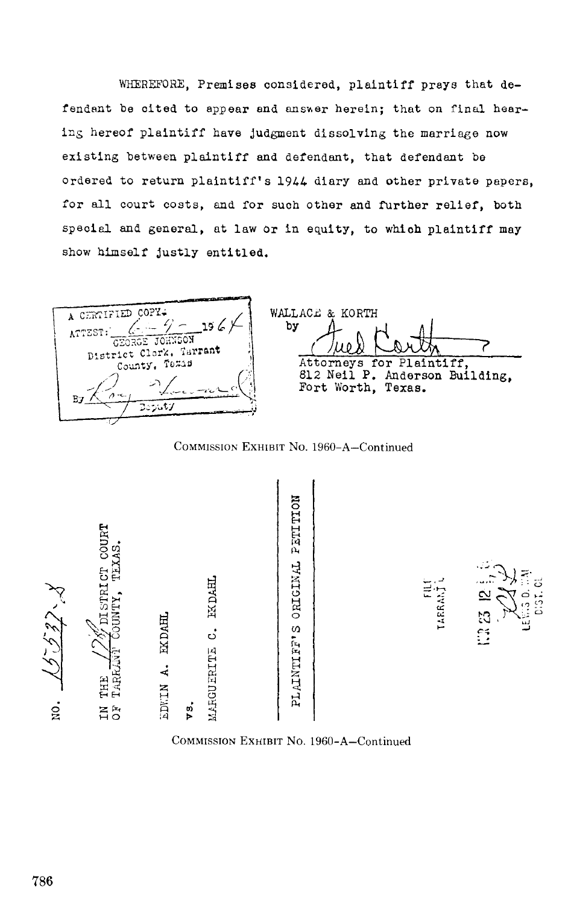WHEREFORE, Premises considered, plaintiff prays that defendant be cited to appear and answer herein; that on final hearing hereof plaintiff have judgment dissolving the marriage now existing between plaintiff and defendant, that defendant be ordered to return plaintiff's 1944 diary and other private papers, for all court costs, and for such other and further relief, both special and general, at law or in equity, to which plaintiff may show himself justly entitled.

A CERTIFIED COPY
ATTEST: 6-9- 1964
GEORGE JOHNSON
District Clerk, Tarrant County, Texas
By _______ Deputy

WALLACE & KORTH
by Fred Korth
Attorneys for Plaintiff,
812 Neil P. Anderson Building,
Fort Worth, Texas.

COMMISSION EXHIBIT No. 1960-A—Continued

NO. 15537-B

IN THE 17th DISTRICT COURT
OF TARRANT COUNTY, TEXAS.

EDWIN A. EKDAHL

vs.

MARGUERITE C. EKDAHL

PLAINTIFF'S ORIGINAL PETITION

FILED
TARRANT
MAR 23 12
LEWIS D. ...
DIST. CL

COMMISSION EXHIBIT No. 1960-A—Continued